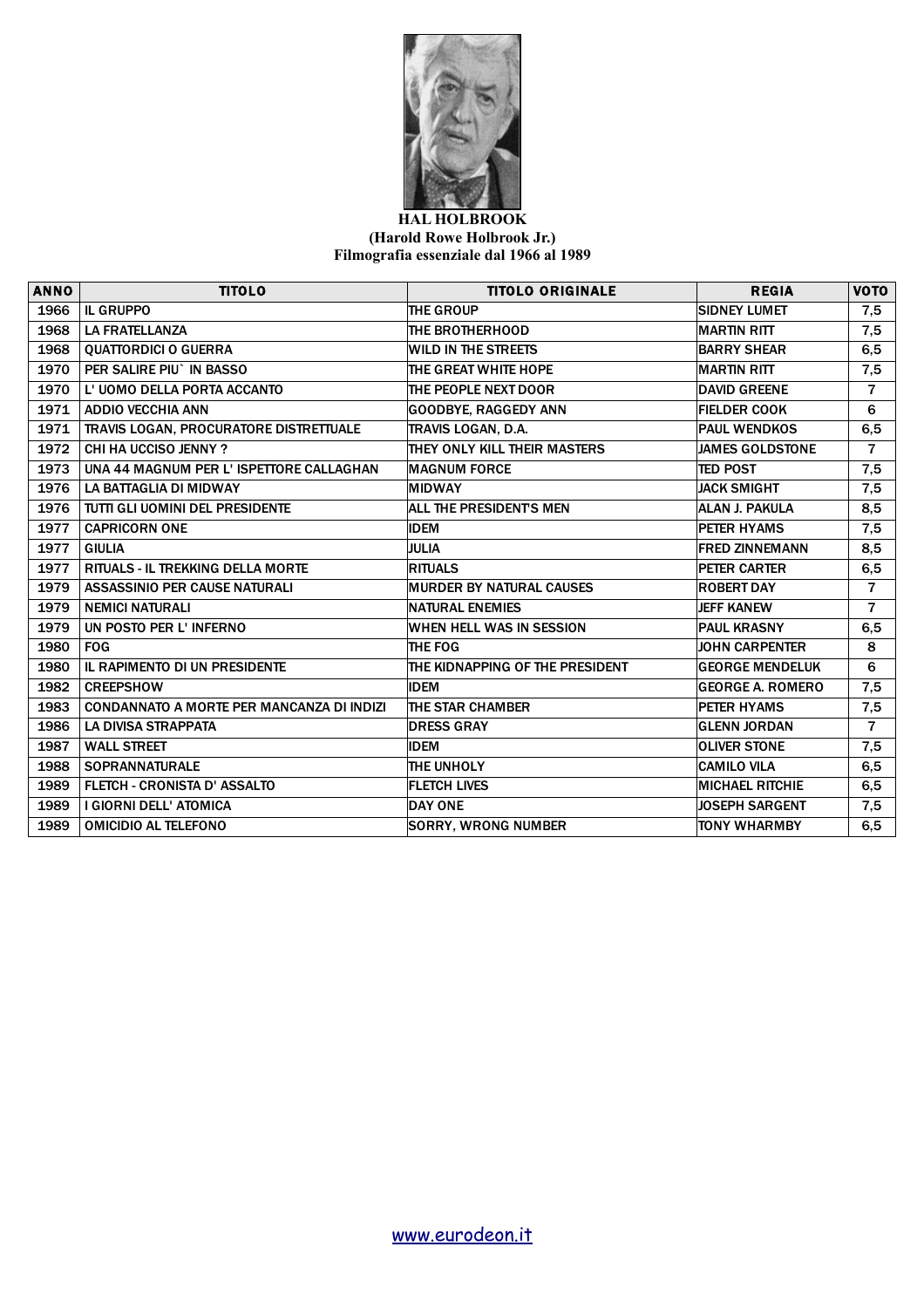**HAL HOLBROOK**
**(Harold Rowe Holbrook Jr.)**
**Filmografia essenziale dal 1966 al 1989**

| ANNO | TITOLO | TITOLO ORIGINALE | REGIA | VOTO |
|---|---|---|---|---|
| 1966 | IL GRUPPO | THE GROUP | SIDNEY LUMET | 7,5 |
| 1968 | LA FRATELLANZA | THE BROTHERHOOD | MARTIN RITT | 7,5 |
| 1968 | QUATTORDICI O GUERRA | WILD IN THE STREETS | BARRY SHEAR | 6,5 |
| 1970 | PER SALIRE PIU` IN BASSO | THE GREAT WHITE HOPE | MARTIN RITT | 7,5 |
| 1970 | L' UOMO DELLA PORTA ACCANTO | THE PEOPLE NEXT DOOR | DAVID GREENE | 7 |
| 1971 | ADDIO VECCHIA ANN | GOODBYE, RAGGEDY ANN | FIELDER COOK | 6 |
| 1971 | TRAVIS LOGAN, PROCURATORE DISTRETTUALE | TRAVIS LOGAN, D.A. | PAUL WENDKOS | 6,5 |
| 1972 | CHI HA UCCISO JENNY ? | THEY ONLY KILL THEIR MASTERS | JAMES GOLDSTONE | 7 |
| 1973 | UNA 44 MAGNUM PER L' ISPETTORE CALLAGHAN | MAGNUM FORCE | TED POST | 7,5 |
| 1976 | LA BATTAGLIA DI MIDWAY | MIDWAY | JACK SMIGHT | 7,5 |
| 1976 | TUTTI GLI UOMINI DEL PRESIDENTE | ALL THE PRESIDENT'S MEN | ALAN J. PAKULA | 8,5 |
| 1977 | CAPRICORN ONE | IDEM | PETER HYAMS | 7,5 |
| 1977 | GIULIA | JULIA | FRED ZINNEMANN | 8,5 |
| 1977 | RITUALS - IL TREKKING DELLA MORTE | RITUALS | PETER CARTER | 6,5 |
| 1979 | ASSASSINIO PER CAUSE NATURALI | MURDER BY NATURAL CAUSES | ROBERT DAY | 7 |
| 1979 | NEMICI NATURALI | NATURAL ENEMIES | JEFF KANEW | 7 |
| 1979 | UN POSTO PER L' INFERNO | WHEN HELL WAS IN SESSION | PAUL KRASNY | 6,5 |
| 1980 | FOG | THE FOG | JOHN CARPENTER | 8 |
| 1980 | IL RAPIMENTO DI UN PRESIDENTE | THE KIDNAPPING OF THE PRESIDENT | GEORGE MENDELUK | 6 |
| 1982 | CREEPSHOW | IDEM | GEORGE A. ROMERO | 7,5 |
| 1983 | CONDANNATO A MORTE PER MANCANZA DI INDIZI | THE STAR CHAMBER | PETER HYAMS | 7,5 |
| 1986 | LA DIVISA STRAPPATA | DRESS GRAY | GLENN JORDAN | 7 |
| 1987 | WALL STREET | IDEM | OLIVER STONE | 7,5 |
| 1988 | SOPRANNATURALE | THE UNHOLY | CAMILO VILA | 6,5 |
| 1989 | FLETCH - CRONISTA D' ASSALTO | FLETCH LIVES | MICHAEL RITCHIE | 6,5 |
| 1989 | I GIORNI DELL' ATOMICA | DAY ONE | JOSEPH SARGENT | 7,5 |
| 1989 | OMICIDIO AL TELEFONO | SORRY, WRONG NUMBER | TONY WHARMBY | 6,5 |

www.eurodeon.it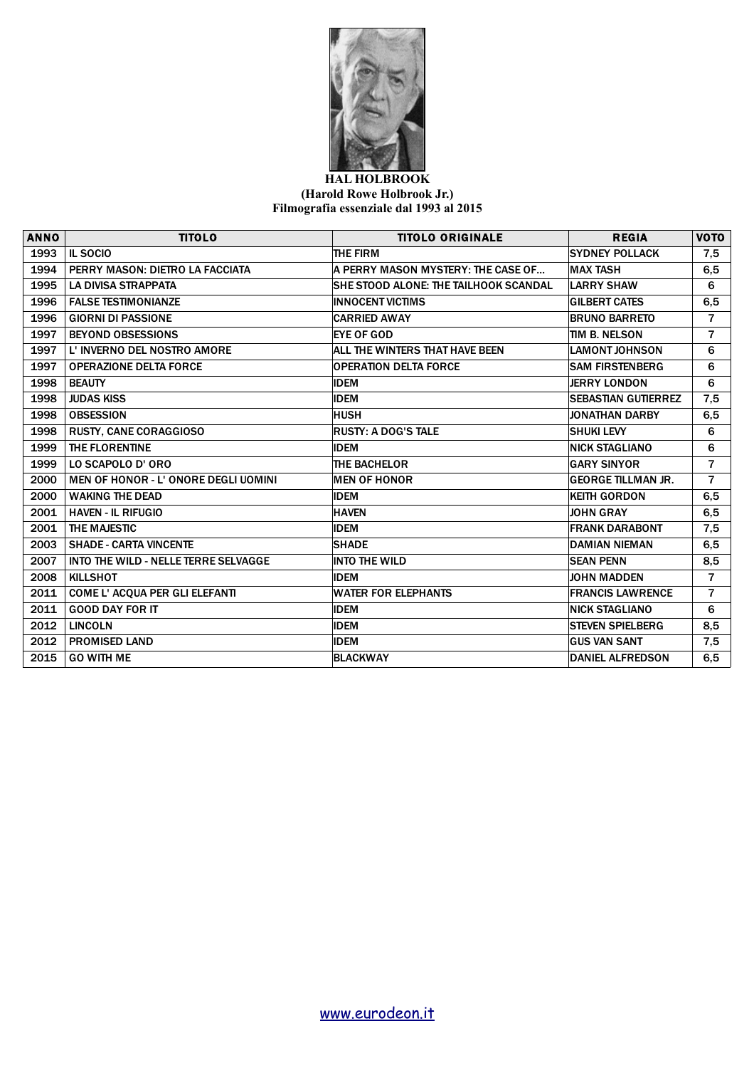**HAL HOLBROOK**
**(Harold Rowe Holbrook Jr.)**
**Filmografia essenziale dal 1993 al 2015**

| ANNO | TITOLO | TITOLO ORIGINALE | REGIA | VOTO |
|---|---|---|---|---|
| 1993 | IL SOCIO | THE FIRM | SYDNEY POLLACK | 7,5 |
| 1994 | PERRY MASON: DIETRO LA FACCIATA | A PERRY MASON MYSTERY: THE CASE OF... | MAX TASH | 6,5 |
| 1995 | LA DIVISA STRAPPATA | SHE STOOD ALONE: THE TAILHOOK SCANDAL | LARRY SHAW | 6 |
| 1996 | FALSE TESTIMONIANZE | INNOCENT VICTIMS | GILBERT CATES | 6,5 |
| 1996 | GIORNI DI PASSIONE | CARRIED AWAY | BRUNO BARRETO | 7 |
| 1997 | BEYOND OBSESSIONS | EYE OF GOD | TIM B. NELSON | 7 |
| 1997 | L' INVERNO DEL NOSTRO AMORE | ALL THE WINTERS THAT HAVE BEEN | LAMONT JOHNSON | 6 |
| 1997 | OPERAZIONE DELTA FORCE | OPERATION DELTA FORCE | SAM FIRSTENBERG | 6 |
| 1998 | BEAUTY | IDEM | JERRY LONDON | 6 |
| 1998 | JUDAS KISS | IDEM | SEBASTIAN GUTIERREZ | 7,5 |
| 1998 | OBSESSION | HUSH | JONATHAN DARBY | 6,5 |
| 1998 | RUSTY, CANE CORAGGIOSO | RUSTY: A DOG'S TALE | SHUKI LEVY | 6 |
| 1999 | THE FLORENTINE | IDEM | NICK STAGLIANO | 6 |
| 1999 | LO SCAPOLO D' ORO | THE BACHELOR | GARY SINYOR | 7 |
| 2000 | MEN OF HONOR - L' ONORE DEGLI UOMINI | MEN OF HONOR | GEORGE TILLMAN JR. | 7 |
| 2000 | WAKING THE DEAD | IDEM | KEITH GORDON | 6,5 |
| 2001 | HAVEN - IL RIFUGIO | HAVEN | JOHN GRAY | 6,5 |
| 2001 | THE MAJESTIC | IDEM | FRANK DARABONT | 7,5 |
| 2003 | SHADE - CARTA VINCENTE | SHADE | DAMIAN NIEMAN | 6,5 |
| 2007 | INTO THE WILD - NELLE TERRE SELVAGGE | INTO THE WILD | SEAN PENN | 8,5 |
| 2008 | KILLSHOT | IDEM | JOHN MADDEN | 7 |
| 2011 | COME L' ACQUA PER GLI ELEFANTI | WATER FOR ELEPHANTS | FRANCIS LAWRENCE | 7 |
| 2011 | GOOD DAY FOR IT | IDEM | NICK STAGLIANO | 6 |
| 2012 | LINCOLN | IDEM | STEVEN SPIELBERG | 8,5 |
| 2012 | PROMISED LAND | IDEM | GUS VAN SANT | 7,5 |
| 2015 | GO WITH ME | BLACKWAY | DANIEL ALFREDSON | 6,5 |

www.eurodeon.it